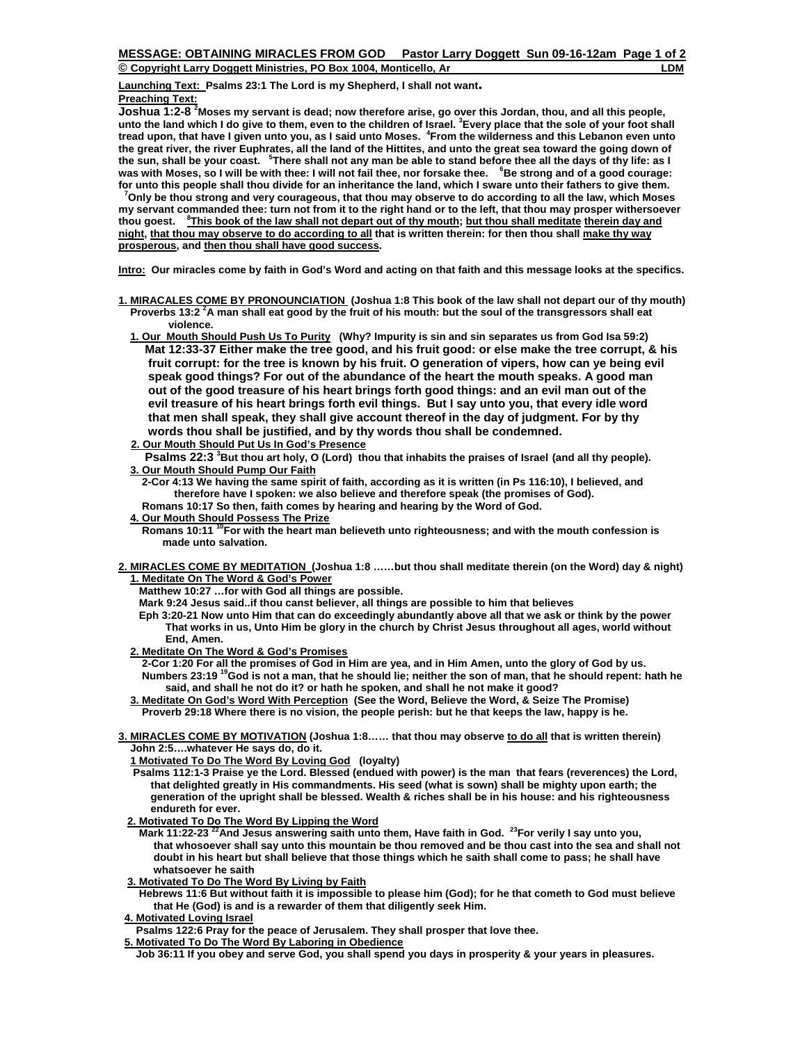**MESSAGE: OBTAINING MIRACLES FROM GOD     Pastor Larry Doggett  Sun 09-16-12am**

**© Copyright Larry Doggett Ministries, PO Box 1004, Monticello, Ar     LDM**

**Launching Text: Psalms 23:1 The Lord is my Shepherd, I shall not want.**

**Preaching Text:**

**Joshua 1:2-8** [2]**Moses my servant is dead; now therefore arise, go over this Jordan, thou, and all this people, unto the land which I do give to them, even to the children of Israel.** [3]**Every place that the sole of your foot shall tread upon, that have I given unto you, as I said unto Moses.** [4]**From the wilderness and this Lebanon even unto the great river, the river Euphrates, all the land of the Hittites, and unto the great sea toward the going down of the sun, shall be your coast.** [5]**There shall not any man be able to stand before thee all the days of thy life: as I was with Moses, so I will be with thee: I will not fail thee, nor forsake thee.** [6]**Be strong and of a good courage: for unto this people shall thou divide for an inheritance the land, which I sware unto their fathers to give them.** [7]**Only be thou strong and very courageous, that thou may observe to do according to all the law, which Moses my servant commanded thee: turn not from it to the right hand or to the left, that thou may prosper withersoever thou goest.** [8]**<u>This book of the law shall not depart out of thy mouth</u>; <u>but thou shall meditate</u> <u>therein day and night</u>, <u>that thou may observe to do according to all</u> that is written therein: for then thou shall <u>make thy way prosperous</u>, and <u>then thou shall have good success</u>.**

**Intro: Our miracles come by faith in God's Word and acting on that faith and this message looks at the specifics.**

**1. MIRACALES COME BY PRONOUNCIATION (Joshua 1:8 This book of the law shall not depart our of thy mouth)**

**Proverbs 13:2** [2]**A man shall eat good by the fruit of his mouth: but the soul of the transgressors shall eat violence.**

- **1. Our Mouth Should Push Us To Purity (Why? Impurity is sin and sin separates us from God Isa 59:2)**
  **Mat 12:33-37 Either make the tree good, and his fruit good: or else make the tree corrupt, & his fruit corrupt: for the tree is known by his fruit. O generation of vipers, how can ye being evil speak good things? For out of the abundance of the heart the mouth speaks. A good man out of the good treasure of his heart brings forth good things: and an evil man out of the evil treasure of his heart brings forth evil things. But I say unto you, that every idle word that men shall speak, they shall give account thereof in the day of judgment. For by thy words thou shall be justified, and by thy words thou shall be condemned.**
- **2. Our Mouth Should Put Us In God's Presence**
  **Psalms 22:3** [3]**But thou art holy, O (Lord) thou that inhabits the praises of Israel (and all thy people).**
- **3. Our Mouth Should Pump Our Faith**
  **2-Cor 4:13 We having the same spirit of faith, according as it is written (in Ps 116:10), I believed, and therefore have I spoken: we also believe and therefore speak (the promises of God).**
  **Romans 10:17 So then, faith comes by hearing and hearing by the Word of God.**
- **4. Our Mouth Should Possess The Prize**
  **Romans 10:11** [10]**For with the heart man believeth unto righteousness; and with the mouth confession is made unto salvation.**

**2. MIRACLES COME BY MEDITATION (Joshua 1:8 ……but thou shall meditate therein (on the Word) day & night)**

- **1. Meditate On The Word & God's Power**
  **Matthew 10:27 …for with God all things are possible.**
  **Mark 9:24 Jesus said..if thou canst believer, all things are possible to him that believes**
  **Eph 3:20-21 Now unto Him that can do exceedingly abundantly above all that we ask or think by the power That works in us, Unto Him be glory in the church by Christ Jesus throughout all ages, world without End, Amen.**
- **2. Meditate On The Word & God's Promises**
  **2-Cor 1:20 For all the promises of God in Him are yea, and in Him Amen, unto the glory of God by us.**
  **Numbers 23:19** [19]**God is not a man, that he should lie; neither the son of man, that he should repent: hath he said, and shall he not do it? or hath he spoken, and shall he not make it good?**
- **3. Meditate On God's Word With Perception (See the Word, Believe the Word, & Seize The Promise)**
  **Proverb 29:18 Where there is no vision, the people perish: but he that keeps the law, happy is he.**

**3. MIRACLES COME BY MOTIVATION (Joshua 1:8…… that thou may observe <u>to do all</u> that is written therein)**

**John 2:5….whatever He says do, do it.**

- **1 Motivated To Do The Word By Loving God (loyalty)**
  **Psalms 112:1-3 Praise ye the Lord. Blessed (endued with power) is the man that fears (reverences) the Lord, that delighted greatly in His commandments. His seed (what is sown) shall be mighty upon earth; the generation of the upright shall be blessed. Wealth & riches shall be in his house: and his righteousness endureth for ever.**
- **2. Motivated To Do The Word By Lipping the Word**
  **Mark 11:22-23** [22]**And Jesus answering saith unto them, Have faith in God.** [23]**For verily I say unto you, that whosoever shall say unto this mountain be thou removed and be thou cast into the sea and shall not doubt in his heart but shall believe that those things which he saith shall come to pass; he shall have whatsoever he saith**
- **3. Motivated To Do The Word By Living by Faith**
  **Hebrews 11:6 But without faith it is impossible to please him (God); for he that cometh to God must believe that He (God) is and is a rewarder of them that diligently seek Him.**
- **4. Motivated Loving Israel**
  **Psalms 122:6 Pray for the peace of Jerusalem. They shall prosper that love thee.**
- **5. Motivated To Do The Word By Laboring in Obedience**
  **Job 36:11 If you obey and serve God, you shall spend you days in prosperity & your years in pleasures.**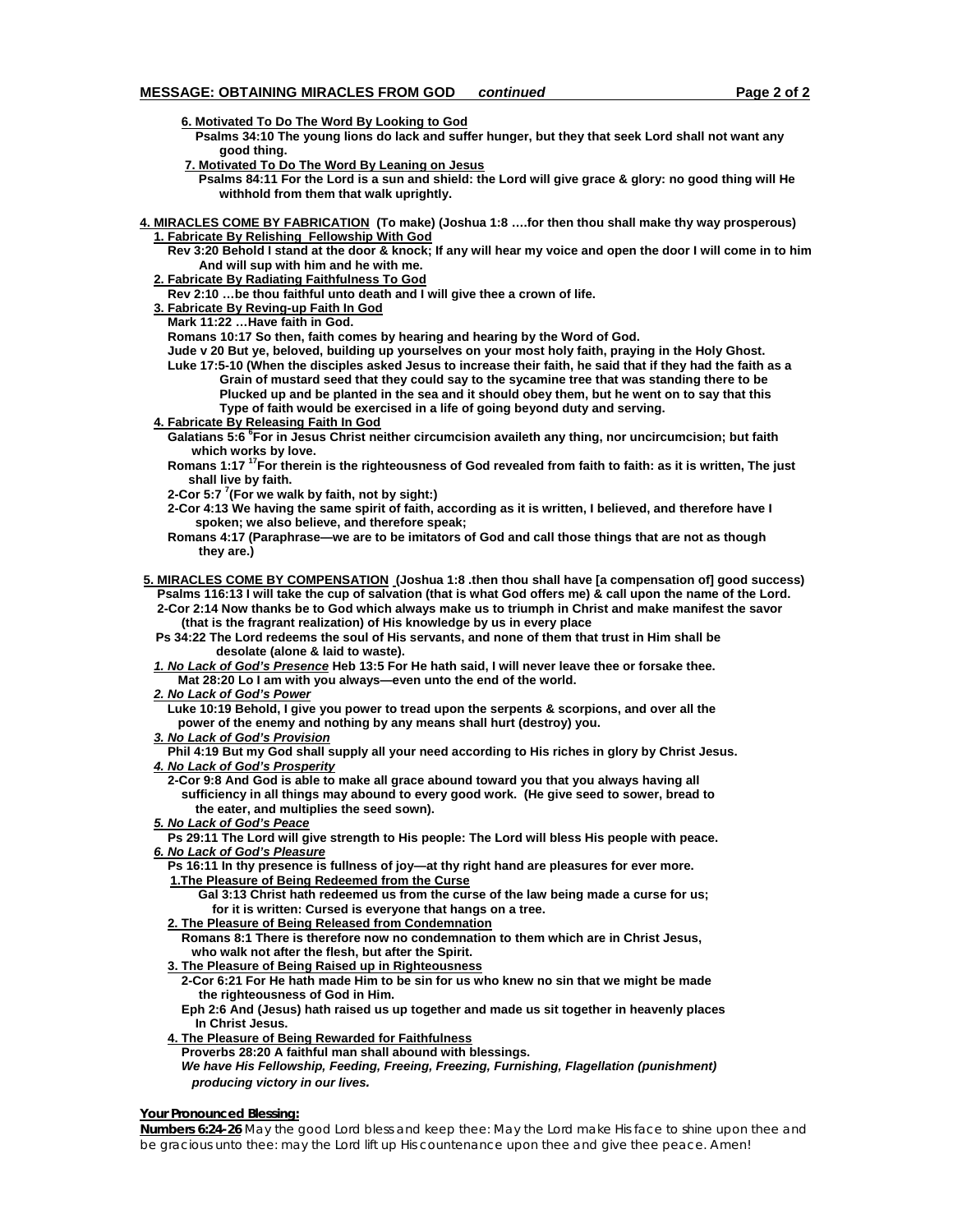**6. Motivated To Do The Word By Looking to God**

**Psalms 34:10 The young lions do lack and suffer hunger, but they that seek Lord shall not want any good thing.**

**7. Motivated To Do The Word By Leaning on Jesus**

**Psalms 84:11 For the Lord is a sun and shield: the Lord will give grace & glory: no good thing will He withhold from them that walk uprightly.**

**4. MIRACLES COME BY FABRICATION (To make) (Joshua 1:8 ….for then thou shall make thy way prosperous)**

**1. Fabricate By Relishing Fellowship With God**

**Rev 3:20 Behold I stand at the door & knock; If any will hear my voice and open the door I will come in to him And will sup with him and he with me.**

**2. Fabricate By Radiating Faithfulness To God**

**Rev 2:10 …be thou faithful unto death and I will give thee a crown of life.**

**3. Fabricate By Reving-up Faith In God**

**Mark 11:22 …Have faith in God.**

**Romans 10:17 So then, faith comes by hearing and hearing by the Word of God.**

**Jude v 20 But ye, beloved, building up yourselves on your most holy faith, praying in the Holy Ghost.**

**Luke 17:5-10 (When the disciples asked Jesus to increase their faith, he said that if they had the faith as a Grain of mustard seed that they could say to the sycamine tree that was standing there to be Plucked up and be planted in the sea and it should obey them, but he went on to say that this Type of faith would be exercised in a life of going beyond duty and serving.**

**4. Fabricate By Releasing Faith In God**

**Galatians 5:6 [6]For in Jesus Christ neither circumcision availeth any thing, nor uncircumcision; but faith which works by love.**

**Romans 1:17 [17]For therein is the righteousness of God revealed from faith to faith: as it is written, The just shall live by faith.**

**2-Cor 5:7 [7](For we walk by faith, not by sight:)**

**2-Cor 4:13 We having the same spirit of faith, according as it is written, I believed, and therefore have I spoken; we also believe, and therefore speak;**

**Romans 4:17 (Paraphrase—we are to be imitators of God and call those things that are not as though they are.)**

**5. MIRACLES COME BY COMPENSATION (Joshua 1:8 .then thou shall have [a compensation of] good success)**

**Psalms 116:13 I will take the cup of salvation (that is what God offers me) & call upon the name of the Lord.**

**2-Cor 2:14 Now thanks be to God which always make us to triumph in Christ and make manifest the savor (that is the fragrant realization) of His knowledge by us in every place**

**Ps 34:22 The Lord redeems the soul of His servants, and none of them that trust in Him shall be desolate (alone & laid to waste).**

***1. No Lack of God's Presence*** **Heb 13:5 For He hath said, I will never leave thee or forsake thee.**
**Mat 28:20 Lo I am with you always—even unto the end of the world.**

***2. No Lack of God's Power***

**Luke 10:19 Behold, I give you power to tread upon the serpents & scorpions, and over all the power of the enemy and nothing by any means shall hurt (destroy) you.**

***3. No Lack of God's Provision***

**Phil 4:19 But my God shall supply all your need according to His riches in glory by Christ Jesus.**

***4. No Lack of God's Prosperity***

**2-Cor 9:8 And God is able to make all grace abound toward you that you always having all sufficiency in all things may abound to every good work. (He give seed to sower, bread to the eater, and multiplies the seed sown).**

***5. No Lack of God's Peace***

**Ps 29:11 The Lord will give strength to His people: The Lord will bless His people with peace.**

***6. No Lack of God's Pleasure***

**Ps 16:11 In thy presence is fullness of joy—at thy right hand are pleasures for ever more.**

**1.The Pleasure of Being Redeemed from the Curse**

**Gal 3:13 Christ hath redeemed us from the curse of the law being made a curse for us; for it is written: Cursed is everyone that hangs on a tree.**

**2. The Pleasure of Being Released from Condemnation**

**Romans 8:1 There is therefore now no condemnation to them which are in Christ Jesus, who walk not after the flesh, but after the Spirit.**

**3. The Pleasure of Being Raised up in Righteousness**

**2-Cor 6:21 For He hath made Him to be sin for us who knew no sin that we might be made the righteousness of God in Him.**

**Eph 2:6 And (Jesus) hath raised us up together and made us sit together in heavenly places In Christ Jesus.**

**4. The Pleasure of Being Rewarded for Faithfulness**

**Proverbs 28:20 A faithful man shall abound with blessings.**

***We have His Fellowship, Feeding, Freeing, Freezing, Furnishing, Flagellation (punishment) producing victory in our lives.***

**Your Pronounced Blessing:**

**Numbers 6:24-26** May the good Lord bless and keep thee: May the Lord make His face to shine upon thee and be gracious unto thee: may the Lord lift up His countenance upon thee and give thee peace. Amen!